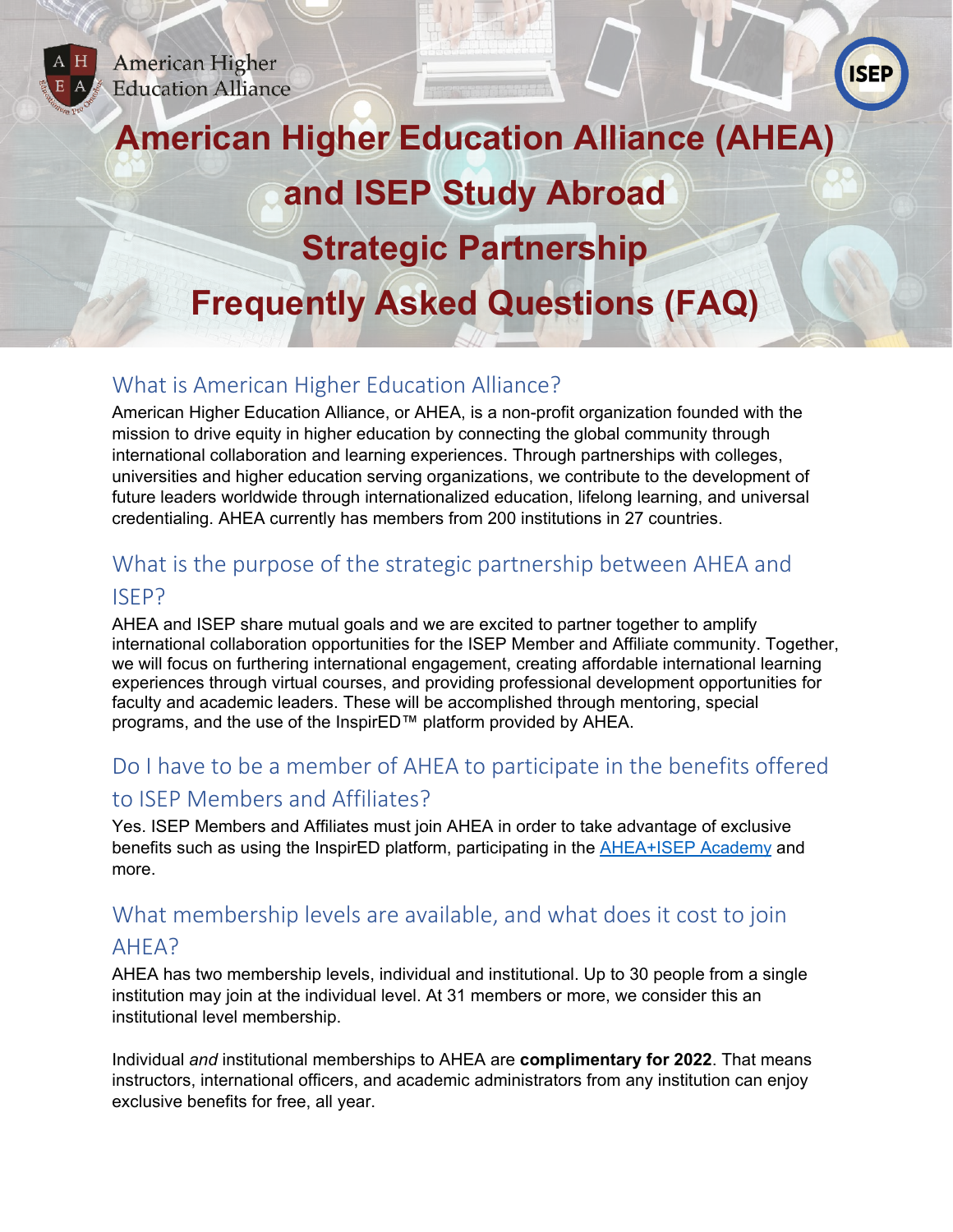American Higher Education Alliance

# American Higher Education Alliance (AHEA) and ISEP Study Abroad Strategic Partnership Frequently Asked Questions (FAQ)

## What is American Higher Education Alliance?

American Higher Education Alliance, or AHEA, is a non-profit organization founded with the mission to drive equity in higher education by connecting the global community through international collaboration and learning experiences. Through partnerships with colleges, universities and higher education serving organizations, we contribute to the development of future leaders worldwide through internationalized education, lifelong learning, and universal credentialing. AHEA currently has members from 200 institutions in 27 countries.

## What is the purpose of the strategic partnership between AHEA and ISEP?

AHEA and ISEP share mutual goals and we are excited to partner together to amplify international collaboration opportunities for the ISEP Member and Affiliate community. Together, we will focus on furthering international engagement, creating affordable international learning experiences through virtual courses, and providing professional development opportunities for faculty and academic leaders. These will be accomplished through mentoring, special programs, and the use of the InspirED™ platform provided by AHEA.

## Do I have to be a member of AHEA to participate in the benefits offered to ISEP Members and Affiliates?

Yes. ISEP Members and Affiliates must join AHEA in order to take advantage of exclusive benefits such as using the InspirED platform, participating in the AHEA+ISEP Academy and more.

## What membership levels are available, and what does it cost to join AHEA?

AHEA has two membership levels, individual and institutional. Up to 30 people from a single institution may join at the individual level. At 31 members or more, we consider this an institutional level membership.

Individual *and* institutional memberships to AHEA are **complimentary for 2022**. That means instructors, international officers, and academic administrators from any institution can enjoy exclusive benefits for free, all year.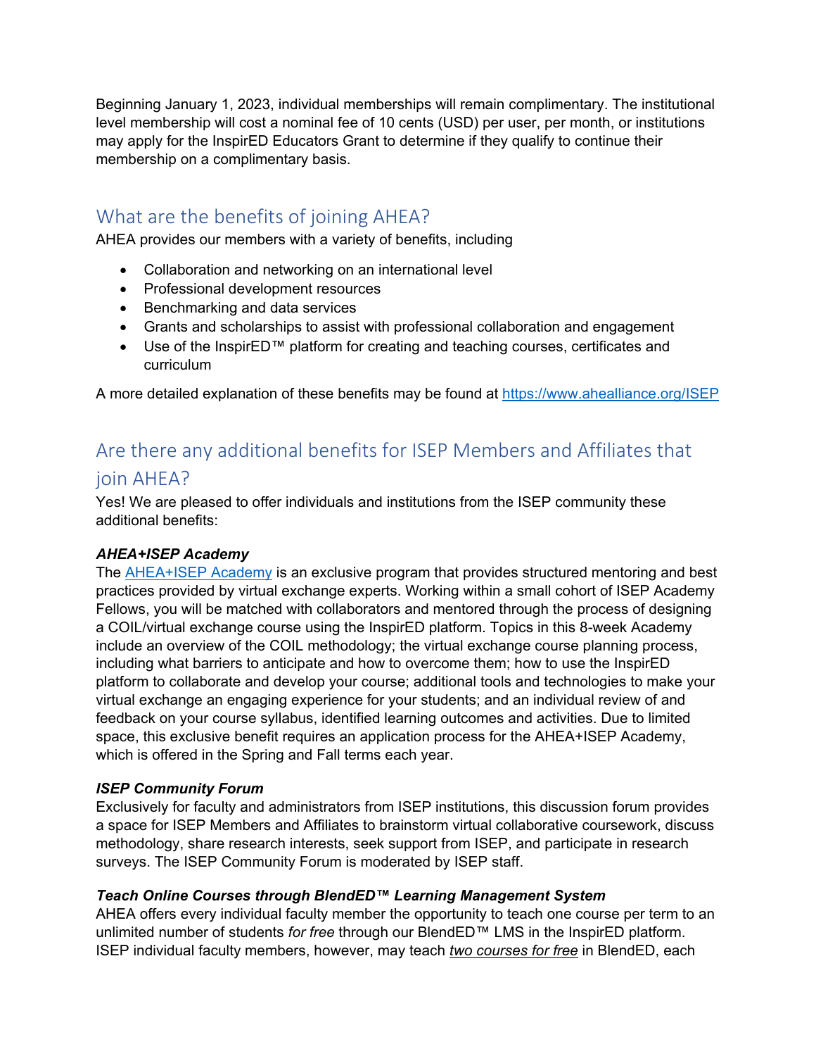Beginning January 1, 2023, individual memberships will remain complimentary. The institutional level membership will cost a nominal fee of 10 cents (USD) per user, per month, or institutions may apply for the InspirED Educators Grant to determine if they qualify to continue their membership on a complimentary basis.

## What are the benefits of joining AHEA?

AHEA provides our members with a variety of benefits, including

- Collaboration and networking on an international level
- Professional development resources
- Benchmarking and data services
- Grants and scholarships to assist with professional collaboration and engagement
- Use of the InspirED™ platform for creating and teaching courses, certificates and curriculum

A more detailed explanation of these benefits may be found at [https://www.ahealliance.org/ISEP](https://www.ahealliance.org/ISEP)

## Are there any additional benefits for ISEP Members and Affiliates that join AHEA?

Yes! We are pleased to offer individuals and institutions from the ISEP community these additional benefits:

***AHEA+ISEP Academy***

The [AHEA+ISEP Academy](#) is an exclusive program that provides structured mentoring and best practices provided by virtual exchange experts. Working within a small cohort of ISEP Academy Fellows, you will be matched with collaborators and mentored through the process of designing a COIL/virtual exchange course using the InspirED platform. Topics in this 8-week Academy include an overview of the COIL methodology; the virtual exchange course planning process, including what barriers to anticipate and how to overcome them; how to use the InspirED platform to collaborate and develop your course; additional tools and technologies to make your virtual exchange an engaging experience for your students; and an individual review of and feedback on your course syllabus, identified learning outcomes and activities. Due to limited space, this exclusive benefit requires an application process for the AHEA+ISEP Academy, which is offered in the Spring and Fall terms each year.

***ISEP Community Forum***

Exclusively for faculty and administrators from ISEP institutions, this discussion forum provides a space for ISEP Members and Affiliates to brainstorm virtual collaborative coursework, discuss methodology, share research interests, seek support from ISEP, and participate in research surveys. The ISEP Community Forum is moderated by ISEP staff.

***Teach Online Courses through BlendED™ Learning Management System***

AHEA offers every individual faculty member the opportunity to teach one course per term to an unlimited number of students *for free* through our BlendED™ LMS in the InspirED platform. ISEP individual faculty members, however, may teach ***two courses for free*** in BlendED, each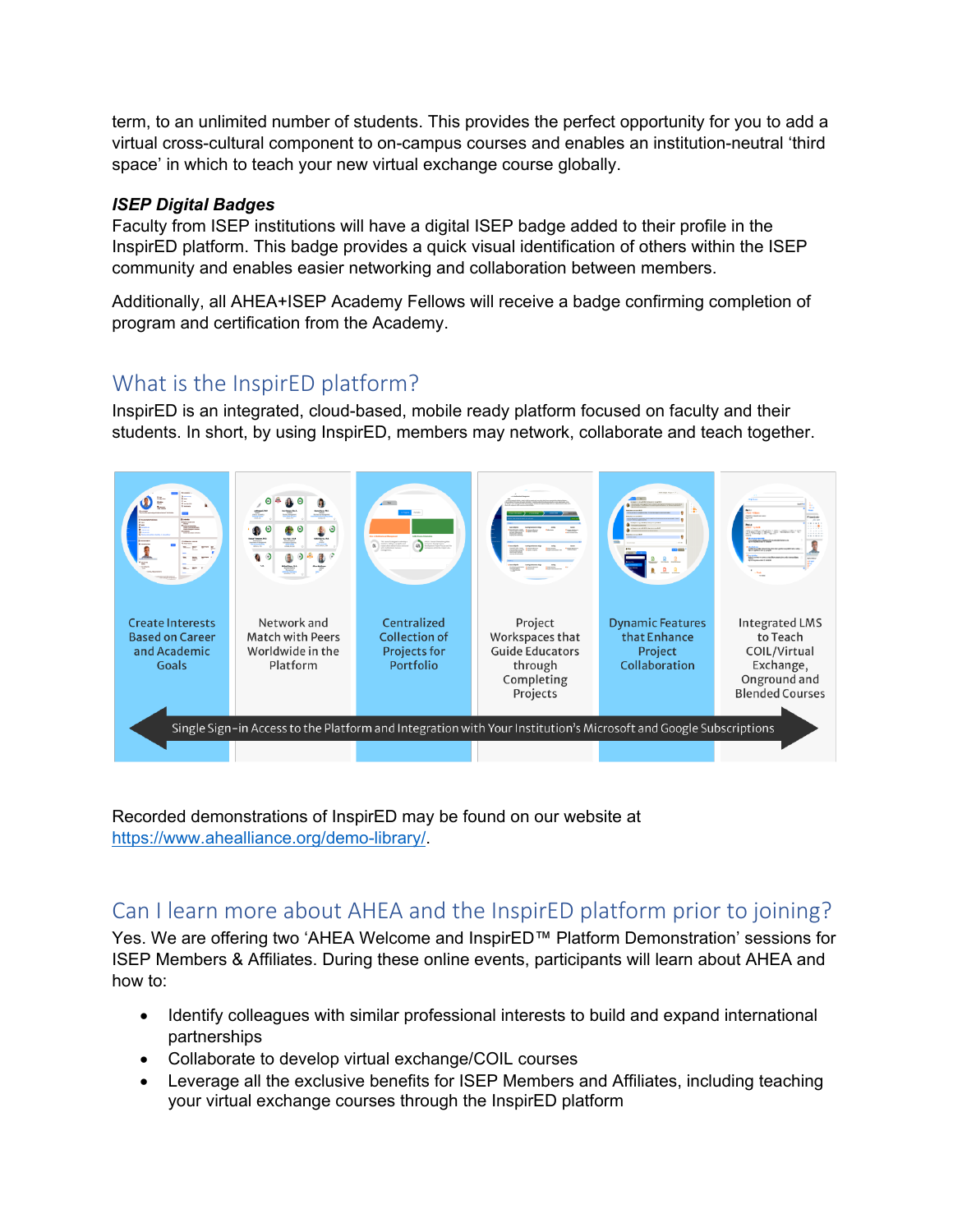term, to an unlimited number of students. This provides the perfect opportunity for you to add a virtual cross-cultural component to on-campus courses and enables an institution-neutral 'third space' in which to teach your new virtual exchange course globally.

***ISEP Digital Badges***

Faculty from ISEP institutions will have a digital ISEP badge added to their profile in the InspirED platform. This badge provides a quick visual identification of others within the ISEP community and enables easier networking and collaboration between members.

Additionally, all AHEA+ISEP Academy Fellows will receive a badge confirming completion of program and certification from the Academy.

## What is the InspirED platform?

InspirED is an integrated, cloud-based, mobile ready platform focused on faculty and their students. In short, by using InspirED, members may network, collaborate and teach together.

- Create Interests Based on Career and Academic Goals
- Network and Match with Peers Worldwide in the Platform
- Centralized Collection of Projects for Portfolio
- Project Workspaces that Guide Educators through Completing Projects
- Dynamic Features that Enhance Project Collaboration
- Integrated LMS to Teach COIL/Virtual Exchange, Onground and Blended Courses

Single Sign-in Access to the Platform and Integration with Your Institution's Microsoft and Google Subscriptions

Recorded demonstrations of InspirED may be found on our website at https://www.ahealliance.org/demo-library/.

## Can I learn more about AHEA and the InspirED platform prior to joining?

Yes. We are offering two 'AHEA Welcome and InspirED™ Platform Demonstration' sessions for ISEP Members & Affiliates. During these online events, participants will learn about AHEA and how to:

- Identify colleagues with similar professional interests to build and expand international partnerships
- Collaborate to develop virtual exchange/COIL courses
- Leverage all the exclusive benefits for ISEP Members and Affiliates, including teaching your virtual exchange courses through the InspirED platform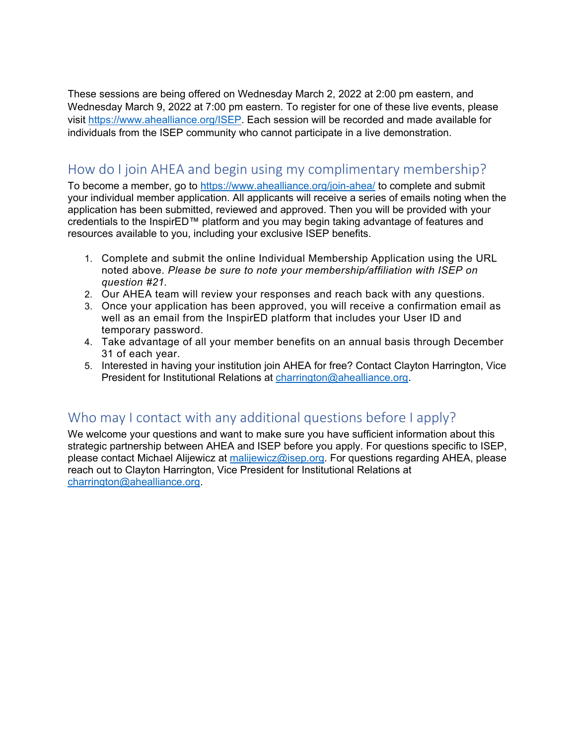These sessions are being offered on Wednesday March 2, 2022 at 2:00 pm eastern, and Wednesday March 9, 2022 at 7:00 pm eastern. To register for one of these live events, please visit https://www.ahealliance.org/ISEP. Each session will be recorded and made available for individuals from the ISEP community who cannot participate in a live demonstration.

## How do I join AHEA and begin using my complimentary membership?

To become a member, go to https://www.ahealliance.org/join-ahea/ to complete and submit your individual member application. All applicants will receive a series of emails noting when the application has been submitted, reviewed and approved. Then you will be provided with your credentials to the InspirED™ platform and you may begin taking advantage of features and resources available to you, including your exclusive ISEP benefits.

1. Complete and submit the online Individual Membership Application using the URL noted above. *Please be sure to note your membership/affiliation with ISEP on question #21.*
2. Our AHEA team will review your responses and reach back with any questions.
3. Once your application has been approved, you will receive a confirmation email as well as an email from the InspirED platform that includes your User ID and temporary password.
4. Take advantage of all your member benefits on an annual basis through December 31 of each year.
5. Interested in having your institution join AHEA for free? Contact Clayton Harrington, Vice President for Institutional Relations at charrington@ahealliance.org.

## Who may I contact with any additional questions before I apply?

We welcome your questions and want to make sure you have sufficient information about this strategic partnership between AHEA and ISEP before you apply. For questions specific to ISEP, please contact Michael Alijewicz at malijewicz@isep.org. For questions regarding AHEA, please reach out to Clayton Harrington, Vice President for Institutional Relations at charrington@ahealliance.org.